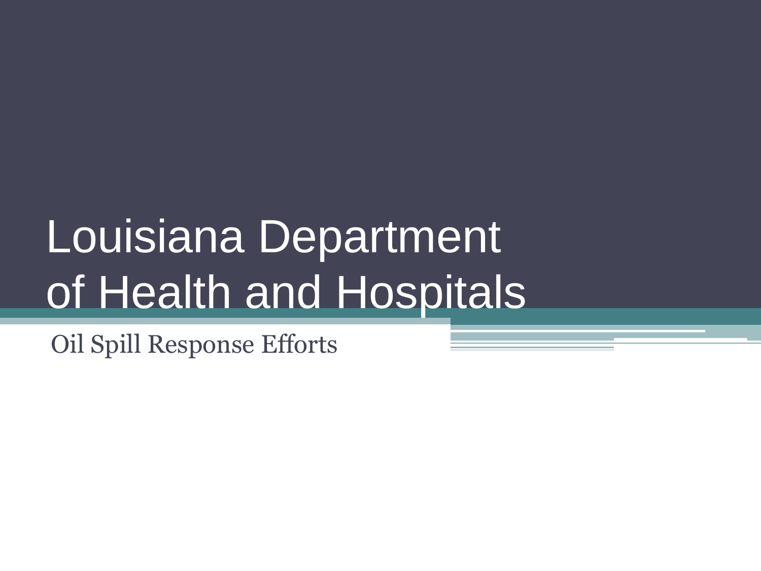# Louisiana Department of Health and Hospitals

Oil Spill Response Efforts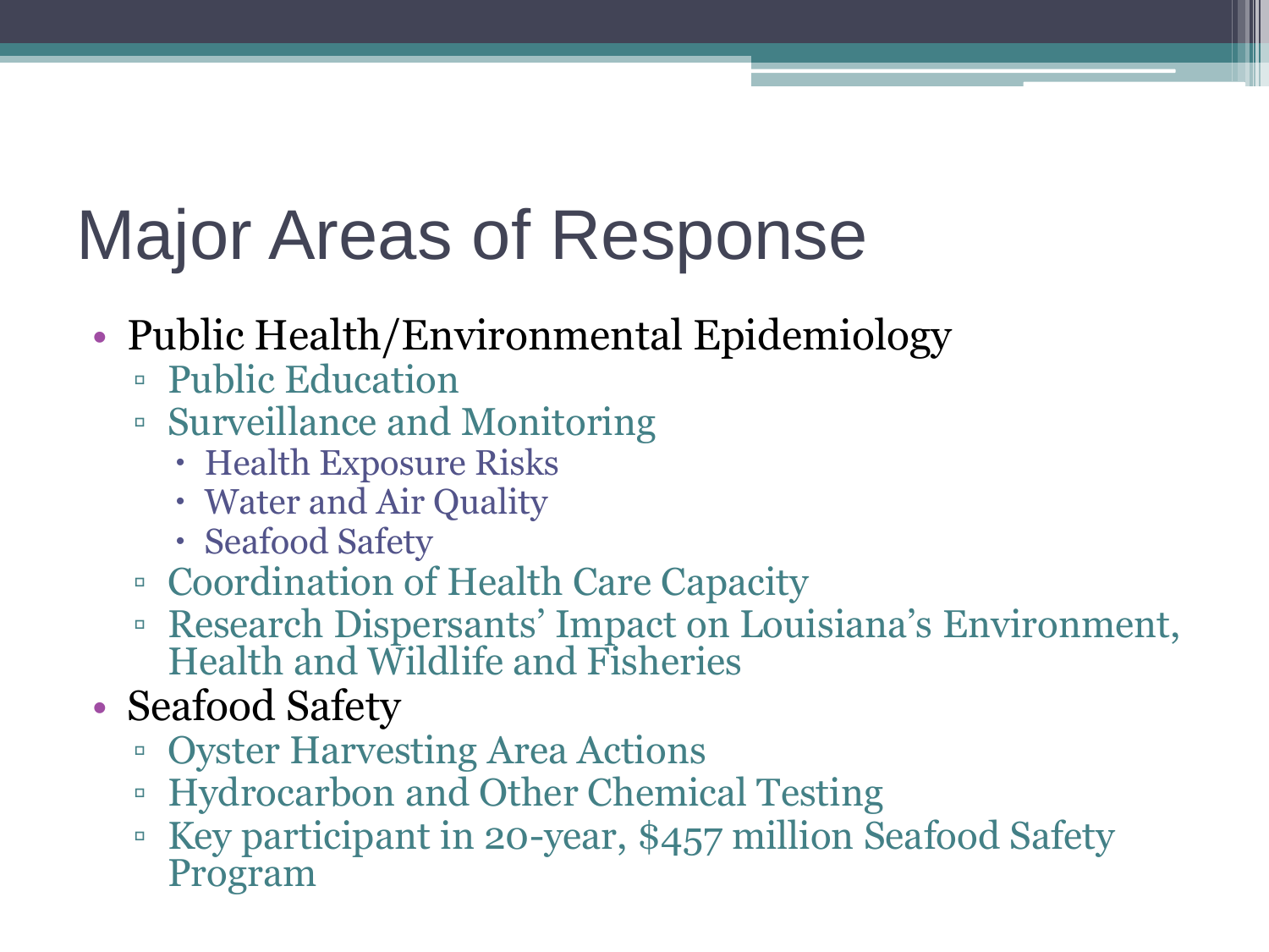# Major Areas of Response

- Public Health/Environmental Epidemiology
  - Public Education
  - Surveillance and Monitoring
    - Health Exposure Risks
    - Water and Air Quality
    - Seafood Safety
  - Coordination of Health Care Capacity
  - Research Dispersants' Impact on Louisiana's Environment, Health and Wildlife and Fisheries
- Seafood Safety
  - Oyster Harvesting Area Actions
  - Hydrocarbon and Other Chemical Testing
  - Key participant in 20-year, $457 million Seafood Safety Program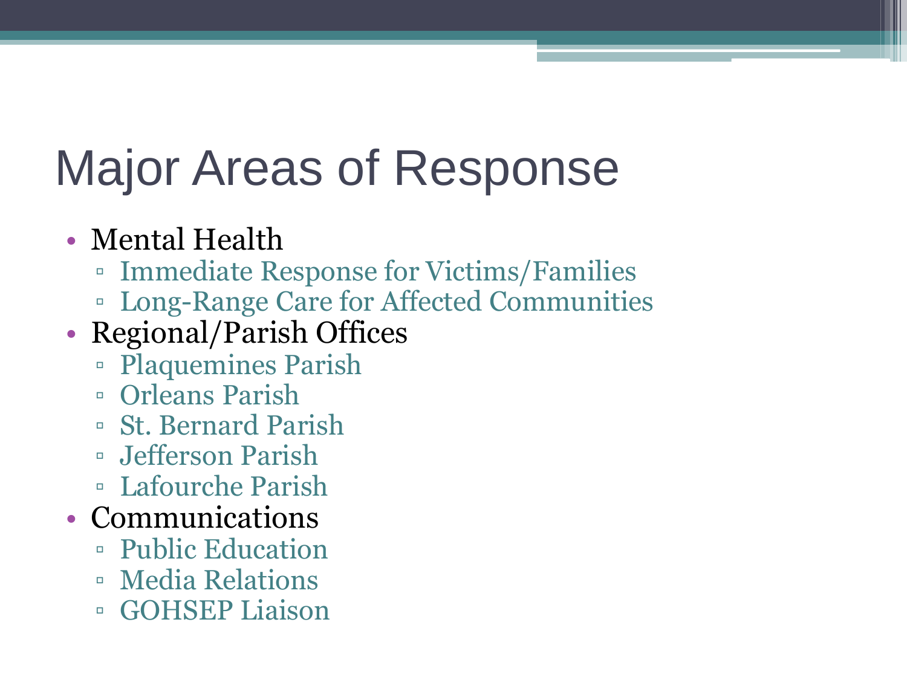# Major Areas of Response

- Mental Health
  - Immediate Response for Victims/Families
  - Long-Range Care for Affected Communities
- Regional/Parish Offices
  - Plaquemines Parish
  - Orleans Parish
  - St. Bernard Parish
  - Jefferson Parish
  - Lafourche Parish
- Communications
  - Public Education
  - Media Relations
  - GOHSEP Liaison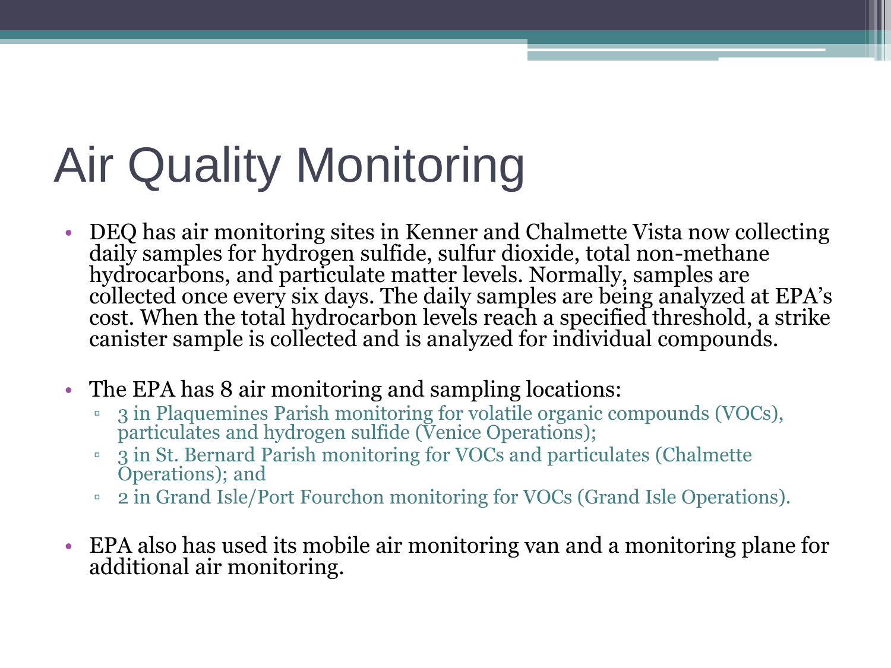# Air Quality Monitoring

- DEQ has air monitoring sites in Kenner and Chalmette Vista now collecting daily samples for hydrogen sulfide, sulfur dioxide, total non-methane hydrocarbons, and particulate matter levels. Normally, samples are collected once every six days. The daily samples are being analyzed at EPA's cost. When the total hydrocarbon levels reach a specified threshold, a strike canister sample is collected and is analyzed for individual compounds.

- The EPA has 8 air monitoring and sampling locations:
  - 3 in Plaquemines Parish monitoring for volatile organic compounds (VOCs), particulates and hydrogen sulfide (Venice Operations);
  - 3 in St. Bernard Parish monitoring for VOCs and particulates (Chalmette Operations); and
  - 2 in Grand Isle/Port Fourchon monitoring for VOCs (Grand Isle Operations).

- EPA also has used its mobile air monitoring van and a monitoring plane for additional air monitoring.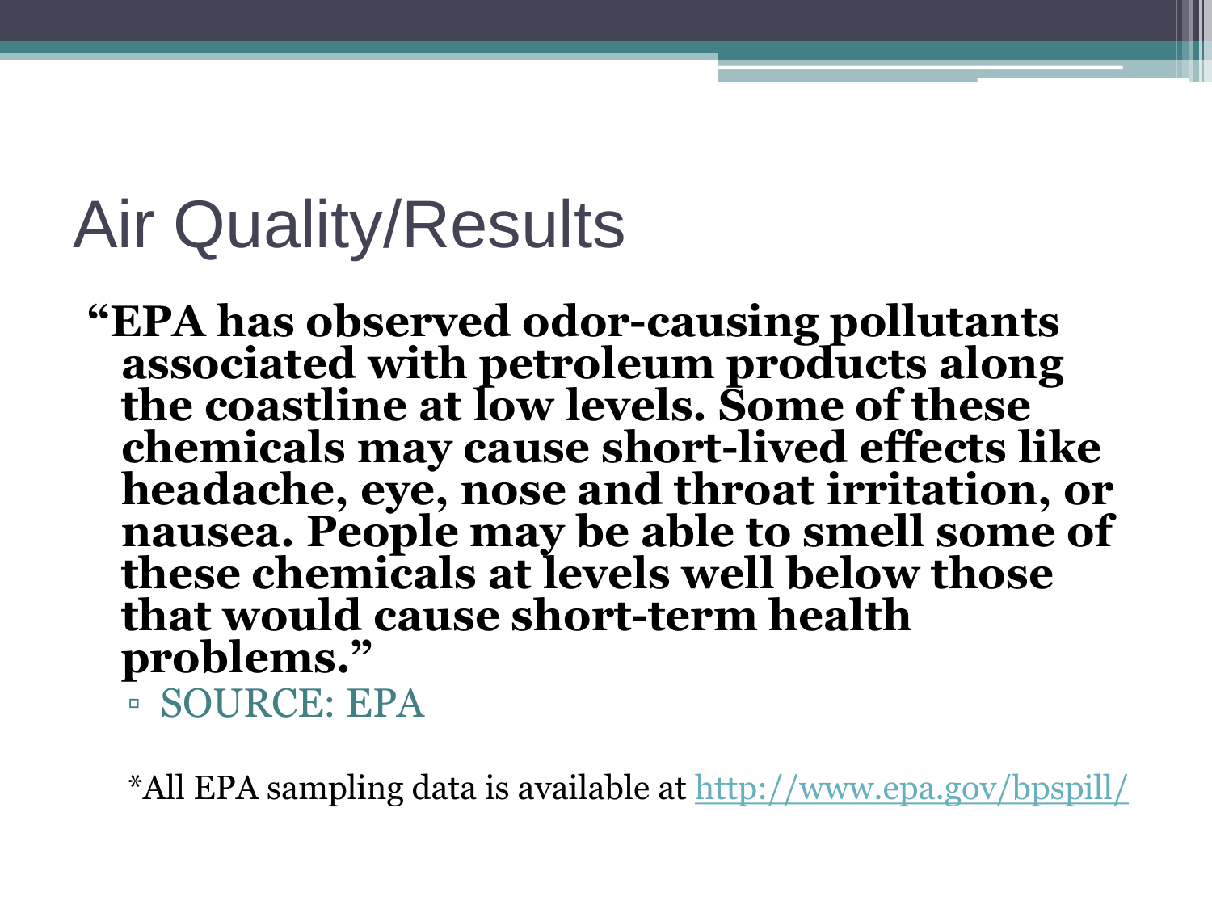# Air Quality/Results

**"EPA has observed odor-causing pollutants associated with petroleum products along the coastline at low levels. Some of these chemicals may cause short-lived effects like headache, eye, nose and throat irritation, or nausea. People may be able to smell some of these chemicals at levels well below those that would cause short-term health problems."**

- SOURCE: EPA

*All EPA sampling data is available at http://www.epa.gov/bpspill/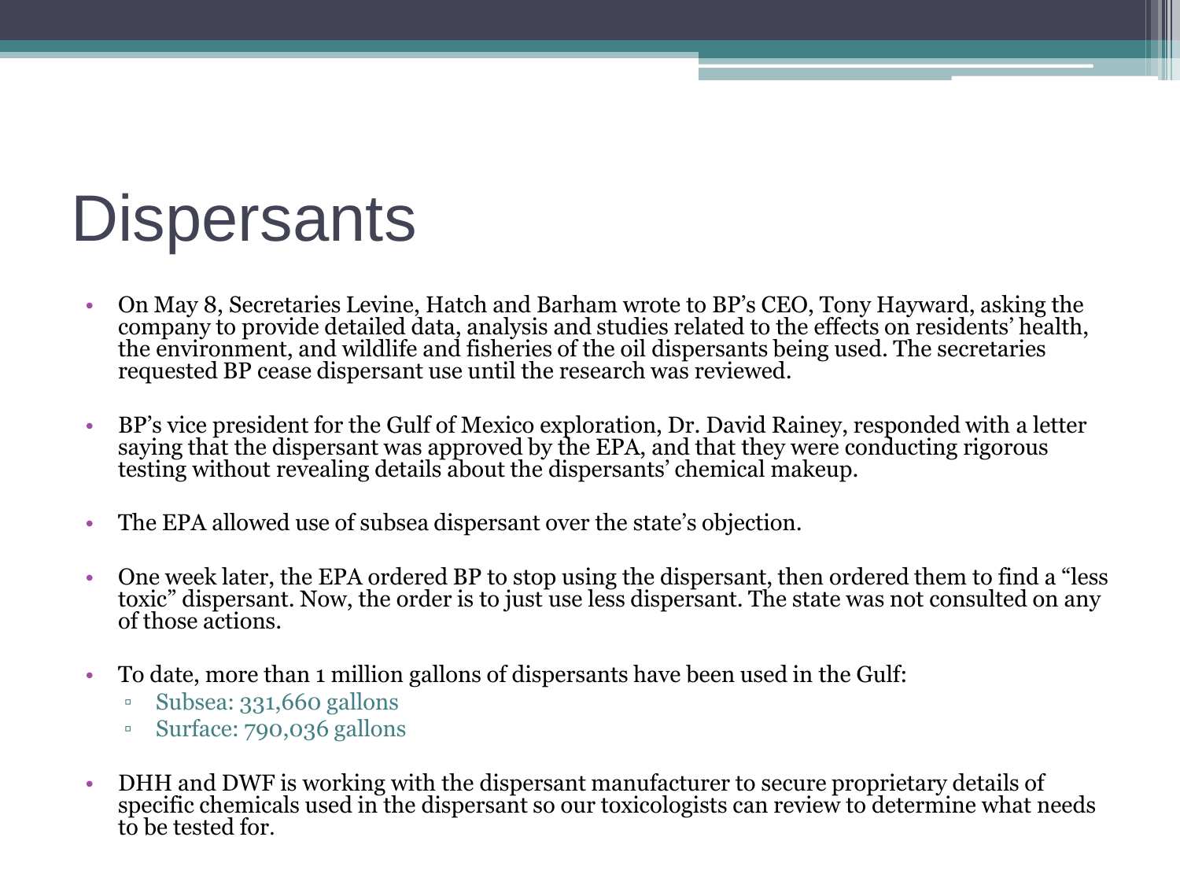# Dispersants

- On May 8, Secretaries Levine, Hatch and Barham wrote to BP's CEO, Tony Hayward, asking the company to provide detailed data, analysis and studies related to the effects on residents' health, the environment, and wildlife and fisheries of the oil dispersants being used. The secretaries requested BP cease dispersant use until the research was reviewed.

- BP's vice president for the Gulf of Mexico exploration, Dr. David Rainey, responded with a letter saying that the dispersant was approved by the EPA, and that they were conducting rigorous testing without revealing details about the dispersants' chemical makeup.

- The EPA allowed use of subsea dispersant over the state's objection.

- One week later, the EPA ordered BP to stop using the dispersant, then ordered them to find a "less toxic" dispersant. Now, the order is to just use less dispersant. The state was not consulted on any of those actions.

- To date, more than 1 million gallons of dispersants have been used in the Gulf:
  - Subsea: 331,660 gallons
  - Surface: 790,036 gallons

- DHH and DWF is working with the dispersant manufacturer to secure proprietary details of specific chemicals used in the dispersant so our toxicologists can review to determine what needs to be tested for.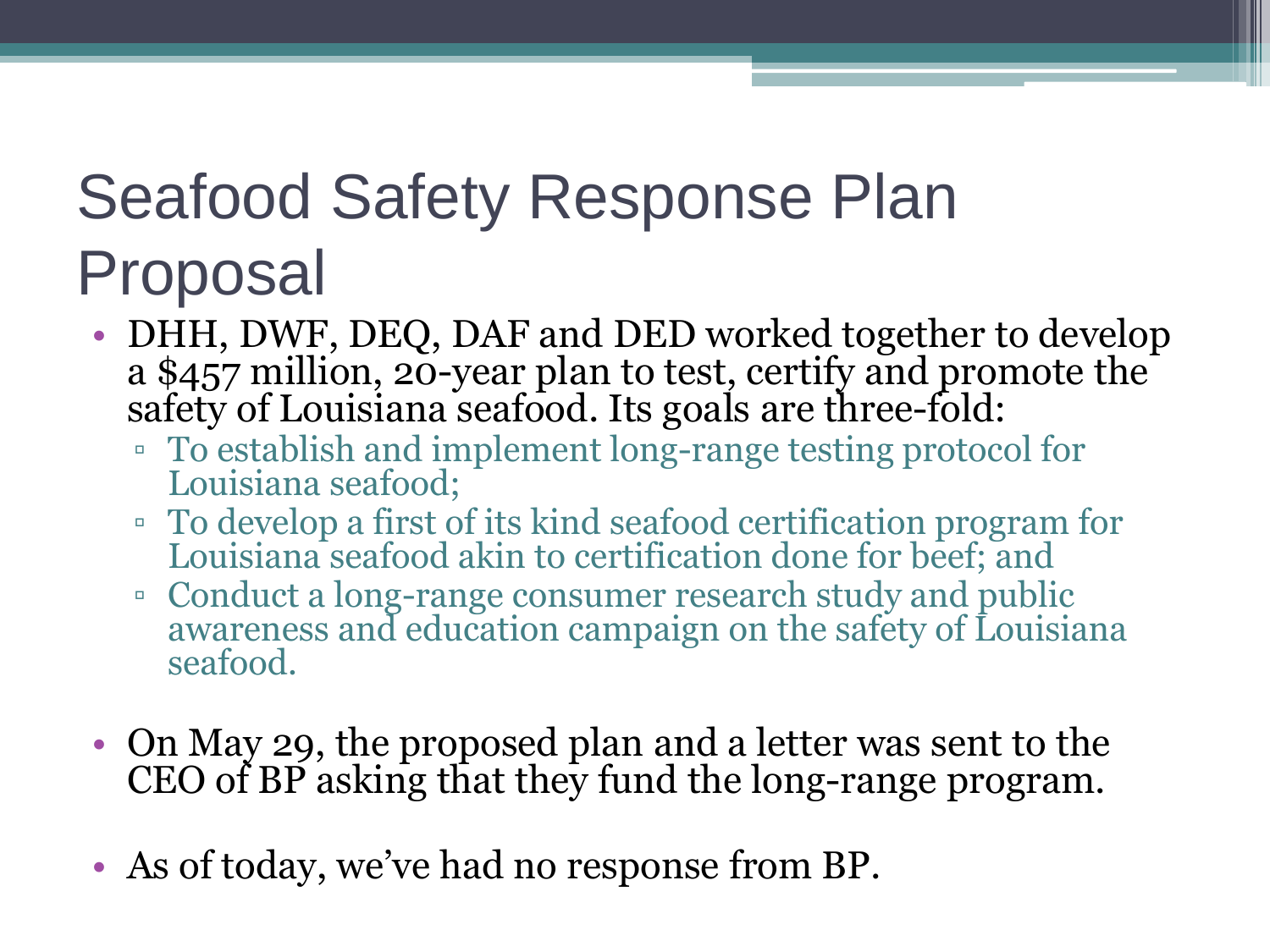# Seafood Safety Response Plan Proposal

- DHH, DWF, DEQ, DAF and DED worked together to develop a $457 million, 20-year plan to test, certify and promote the safety of Louisiana seafood. Its goals are three-fold:
  - To establish and implement long-range testing protocol for Louisiana seafood;
  - To develop a first of its kind seafood certification program for Louisiana seafood akin to certification done for beef; and
  - Conduct a long-range consumer research study and public awareness and education campaign on the safety of Louisiana seafood.

- On May 29, the proposed plan and a letter was sent to the CEO of BP asking that they fund the long-range program.

- As of today, we've had no response from BP.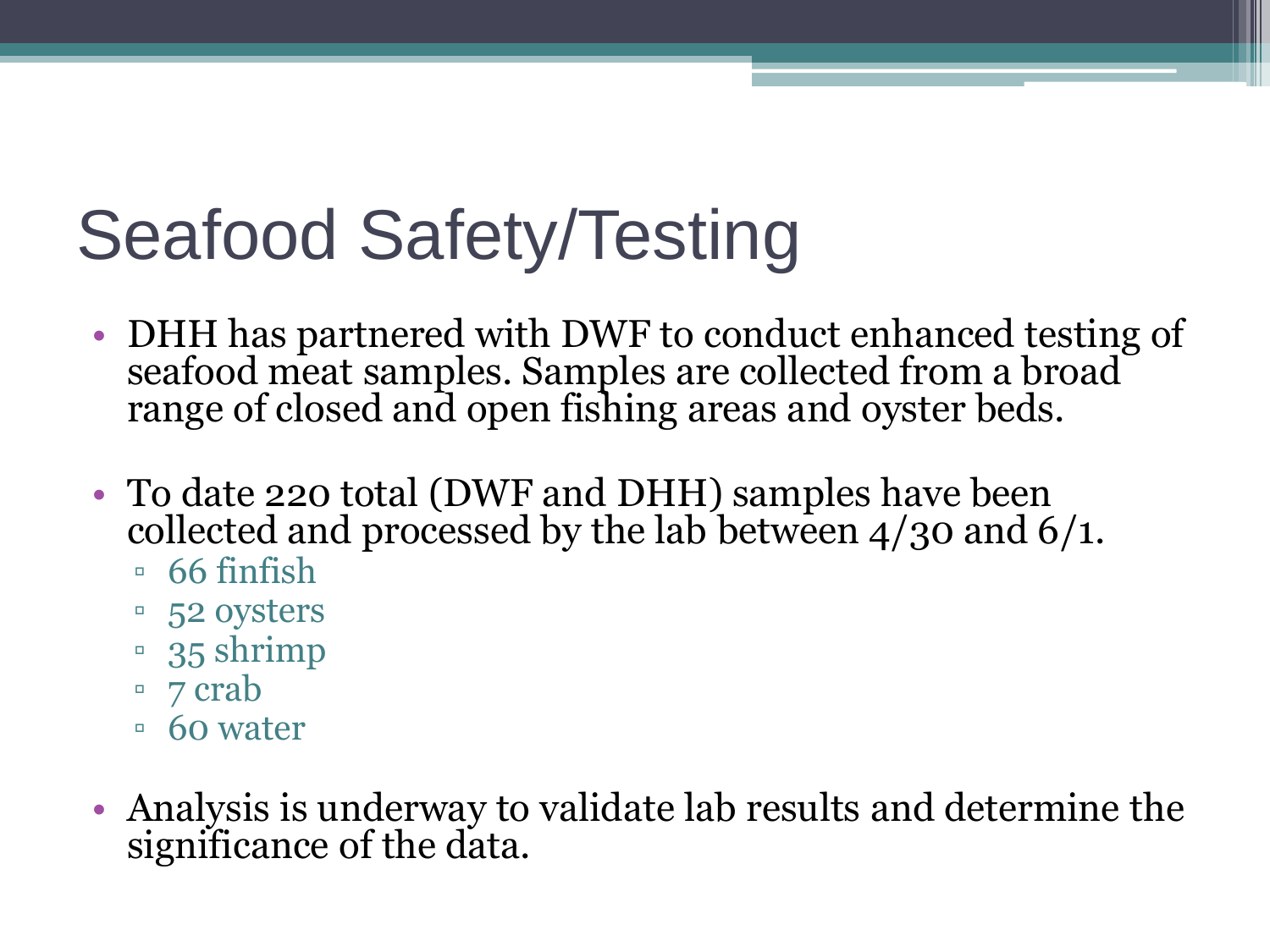# Seafood Safety/Testing

- DHH has partnered with DWF to conduct enhanced testing of seafood meat samples. Samples are collected from a broad range of closed and open fishing areas and oyster beds.

- To date 220 total (DWF and DHH) samples have been collected and processed by the lab between 4/30 and 6/1.
  - 66 finfish
  - 52 oysters
  - 35 shrimp
  - 7 crab
  - 60 water

- Analysis is underway to validate lab results and determine the significance of the data.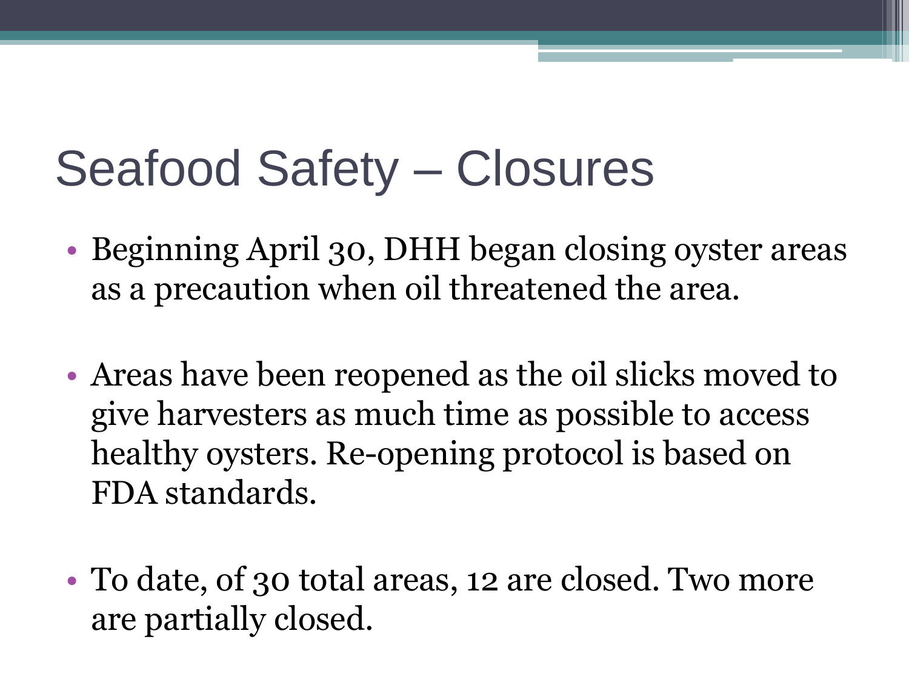# Seafood Safety – Closures

- Beginning April 30, DHH began closing oyster areas as a precaution when oil threatened the area.
- Areas have been reopened as the oil slicks moved to give harvesters as much time as possible to access healthy oysters. Re-opening protocol is based on FDA standards.
- To date, of 30 total areas, 12 are closed. Two more are partially closed.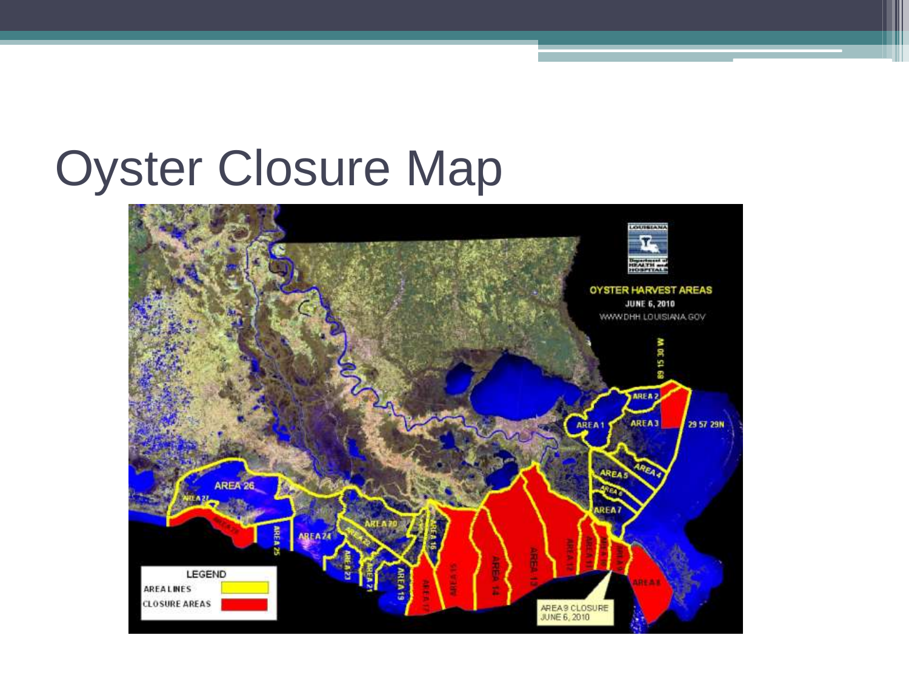# Oyster Closure Map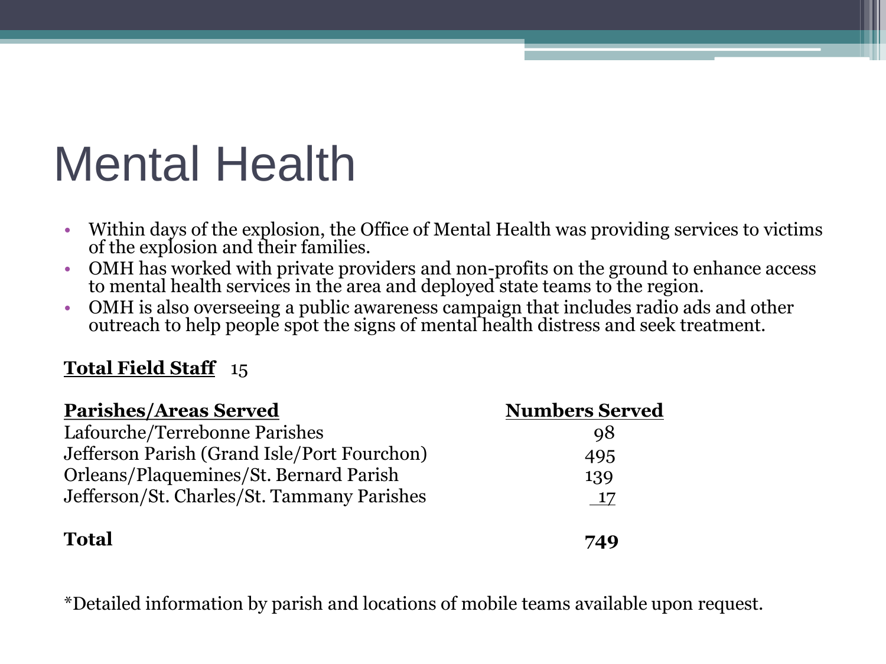# Mental Health

- Within days of the explosion, the Office of Mental Health was providing services to victims of the explosion and their families.
- OMH has worked with private providers and non-profits on the ground to enhance access to mental health services in the area and deployed state teams to the region.
- OMH is also overseeing a public awareness campaign that includes radio ads and other outreach to help people spot the signs of mental health distress and seek treatment.

**Total Field Staff** 15

| Parishes/Areas Served | Numbers Served |
|---|---|
| Lafourche/Terrebonne Parishes | 98 |
| Jefferson Parish (Grand Isle/Port Fourchon) | 495 |
| Orleans/Plaquemines/St. Bernard Parish | 139 |
| Jefferson/St. Charles/St. Tammany Parishes | 17 |
| **Total** | **749** |

*Detailed information by parish and locations of mobile teams available upon request.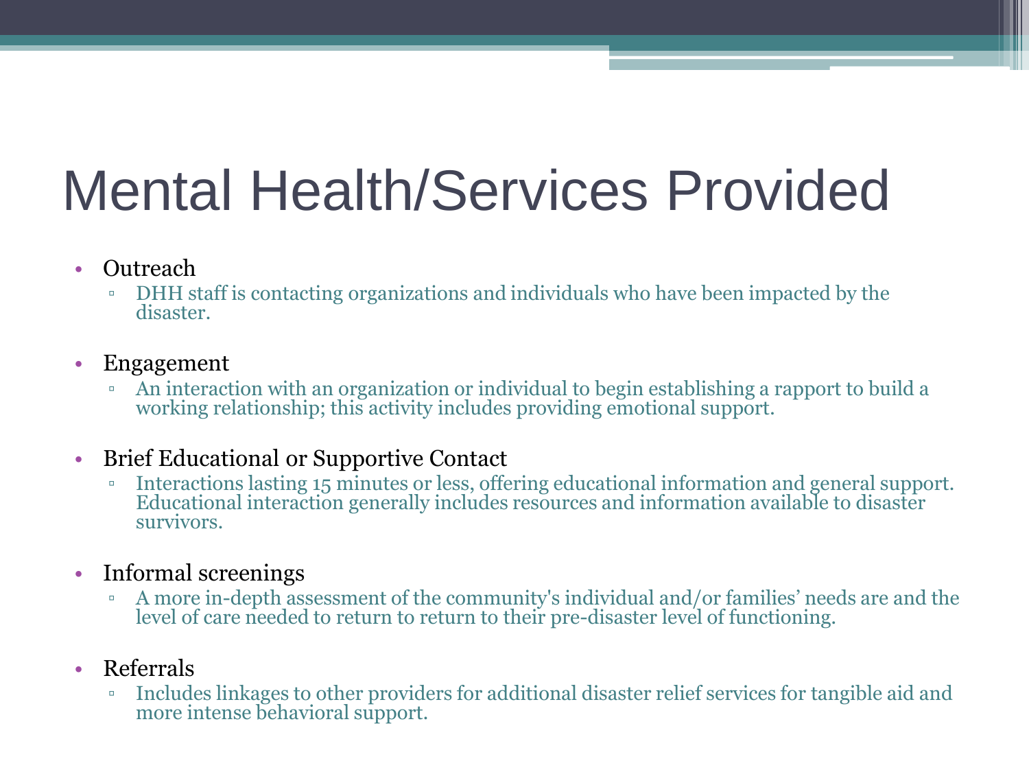# Mental Health/Services Provided

- Outreach
  - DHH staff is contacting organizations and individuals who have been impacted by the disaster.
- Engagement
  - An interaction with an organization or individual to begin establishing a rapport to build a working relationship; this activity includes providing emotional support.
- Brief Educational or Supportive Contact
  - Interactions lasting 15 minutes or less, offering educational information and general support. Educational interaction generally includes resources and information available to disaster survivors.
- Informal screenings
  - A more in-depth assessment of the community's individual and/or families' needs are and the level of care needed to return to return to their pre-disaster level of functioning.
- Referrals
  - Includes linkages to other providers for additional disaster relief services for tangible aid and more intense behavioral support.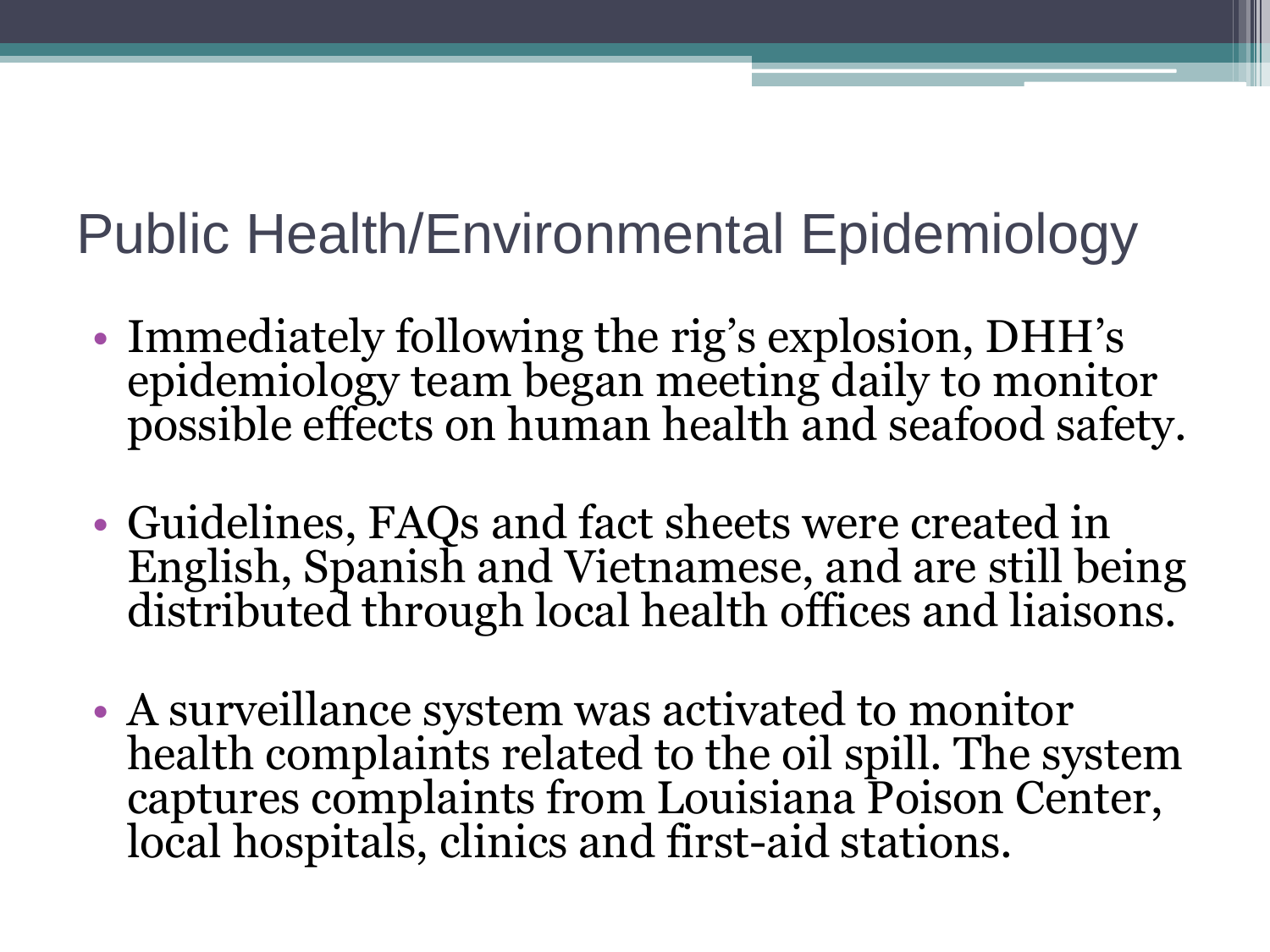# Public Health/Environmental Epidemiology

- Immediately following the rig's explosion, DHH's epidemiology team began meeting daily to monitor possible effects on human health and seafood safety.
- Guidelines, FAQs and fact sheets were created in English, Spanish and Vietnamese, and are still being distributed through local health offices and liaisons.
- A surveillance system was activated to monitor health complaints related to the oil spill. The system captures complaints from Louisiana Poison Center, local hospitals, clinics and first-aid stations.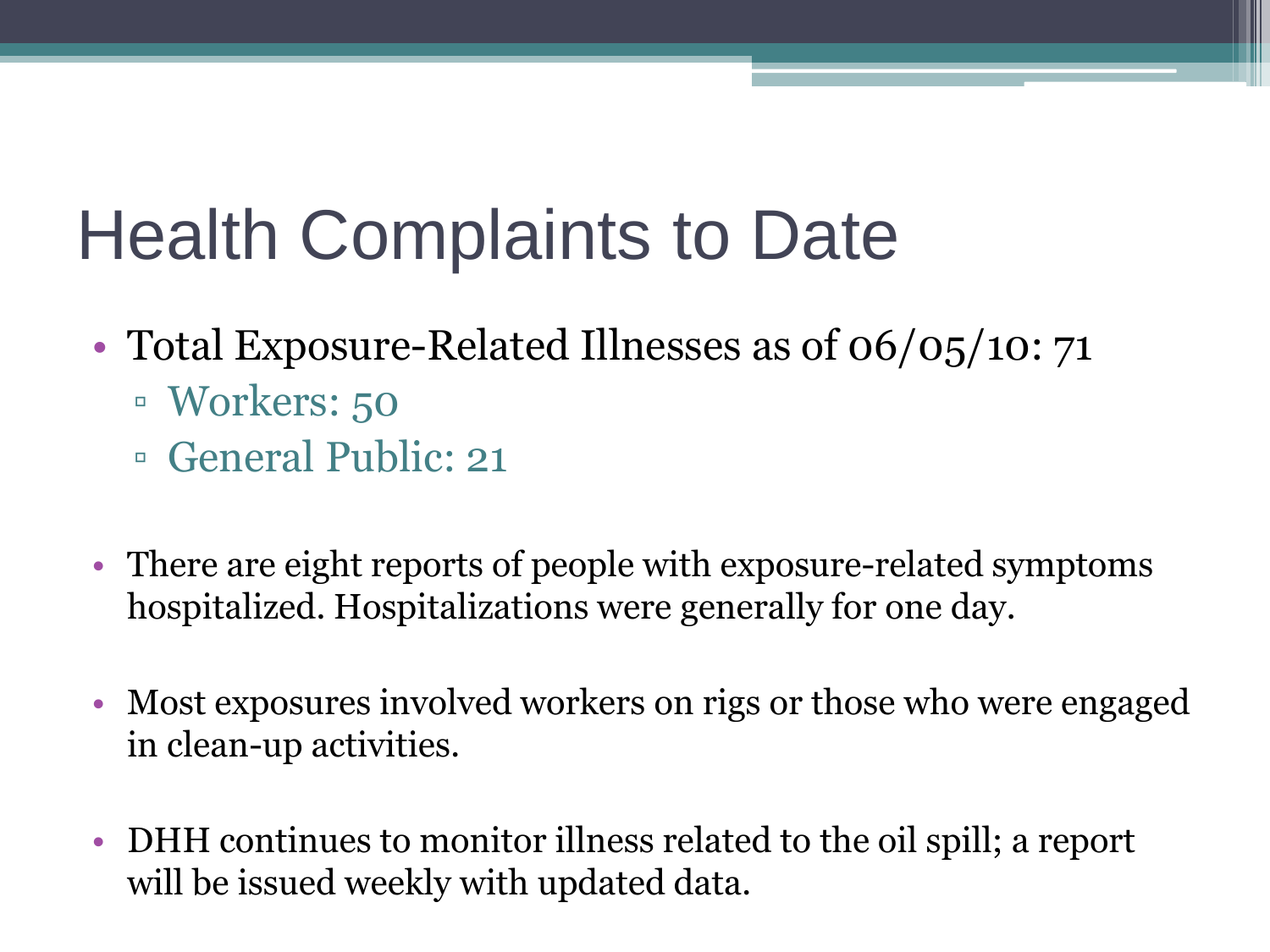# Health Complaints to Date

- Total Exposure-Related Illnesses as of 06/05/10: 71
  - Workers: 50
  - General Public: 21

- There are eight reports of people with exposure-related symptoms hospitalized. Hospitalizations were generally for one day.

- Most exposures involved workers on rigs or those who were engaged in clean-up activities.

- DHH continues to monitor illness related to the oil spill; a report will be issued weekly with updated data.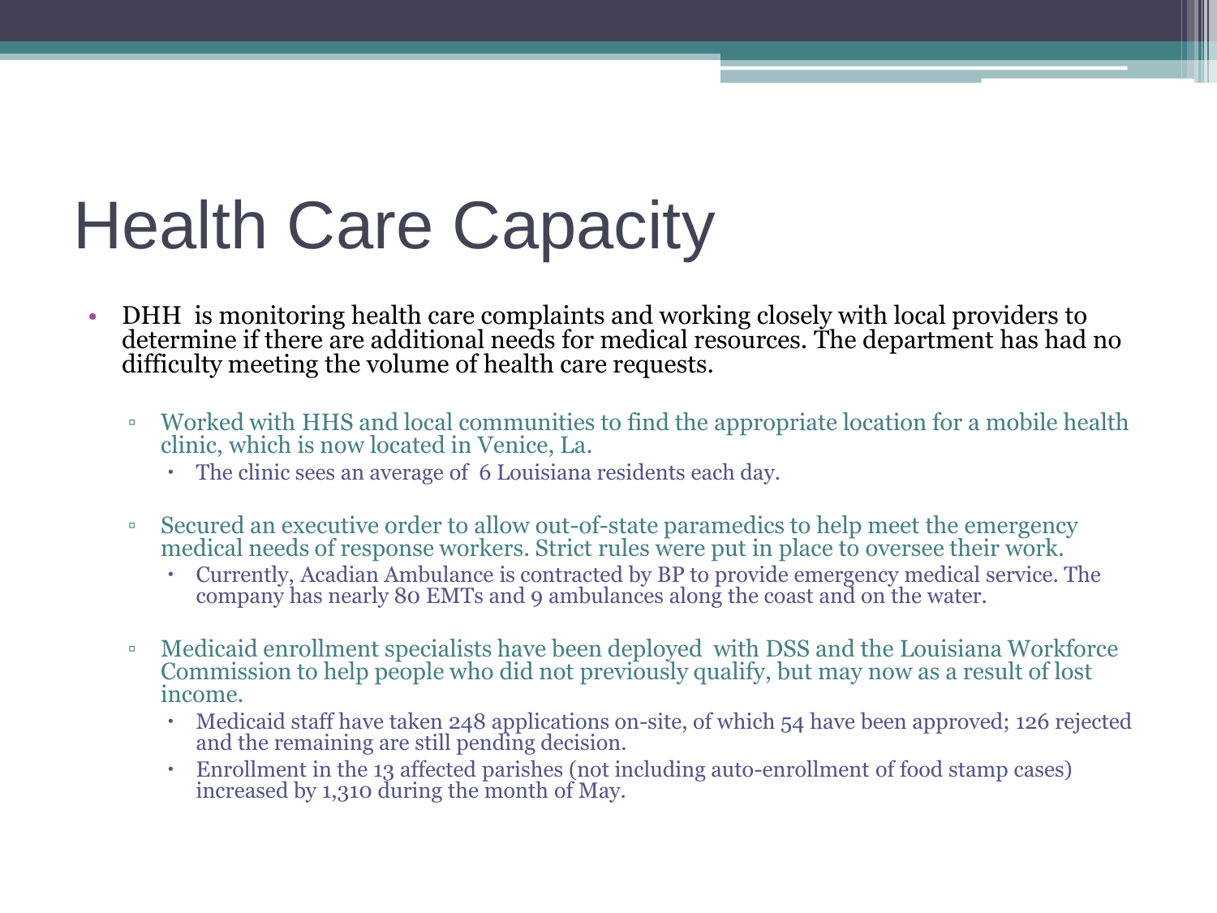# Health Care Capacity

- DHH is monitoring health care complaints and working closely with local providers to determine if there are additional needs for medical resources. The department has had no difficulty meeting the volume of health care requests.
  - Worked with HHS and local communities to find the appropriate location for a mobile health clinic, which is now located in Venice, La.
    - The clinic sees an average of 6 Louisiana residents each day.
  - Secured an executive order to allow out-of-state paramedics to help meet the emergency medical needs of response workers. Strict rules were put in place to oversee their work.
    - Currently, Acadian Ambulance is contracted by BP to provide emergency medical service. The company has nearly 80 EMTs and 9 ambulances along the coast and on the water.
  - Medicaid enrollment specialists have been deployed with DSS and the Louisiana Workforce Commission to help people who did not previously qualify, but may now as a result of lost income.
    - Medicaid staff have taken 248 applications on-site, of which 54 have been approved; 126 rejected and the remaining are still pending decision.
    - Enrollment in the 13 affected parishes (not including auto-enrollment of food stamp cases) increased by 1,310 during the month of May.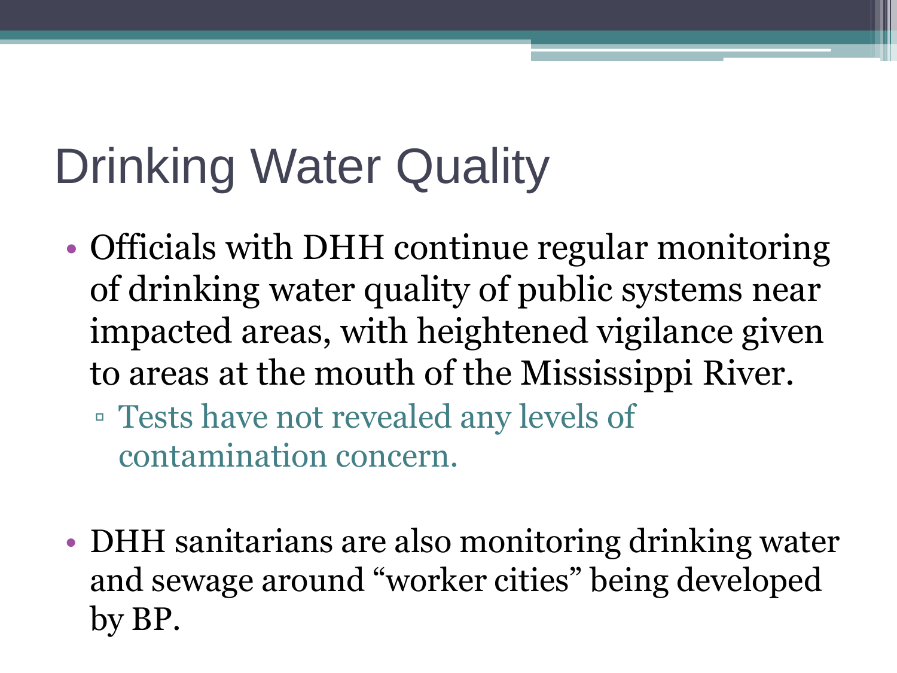# Drinking Water Quality

- Officials with DHH continue regular monitoring of drinking water quality of public systems near impacted areas, with heightened vigilance given to areas at the mouth of the Mississippi River.
  - Tests have not revealed any levels of contamination concern.

- DHH sanitarians are also monitoring drinking water and sewage around “worker cities” being developed by BP.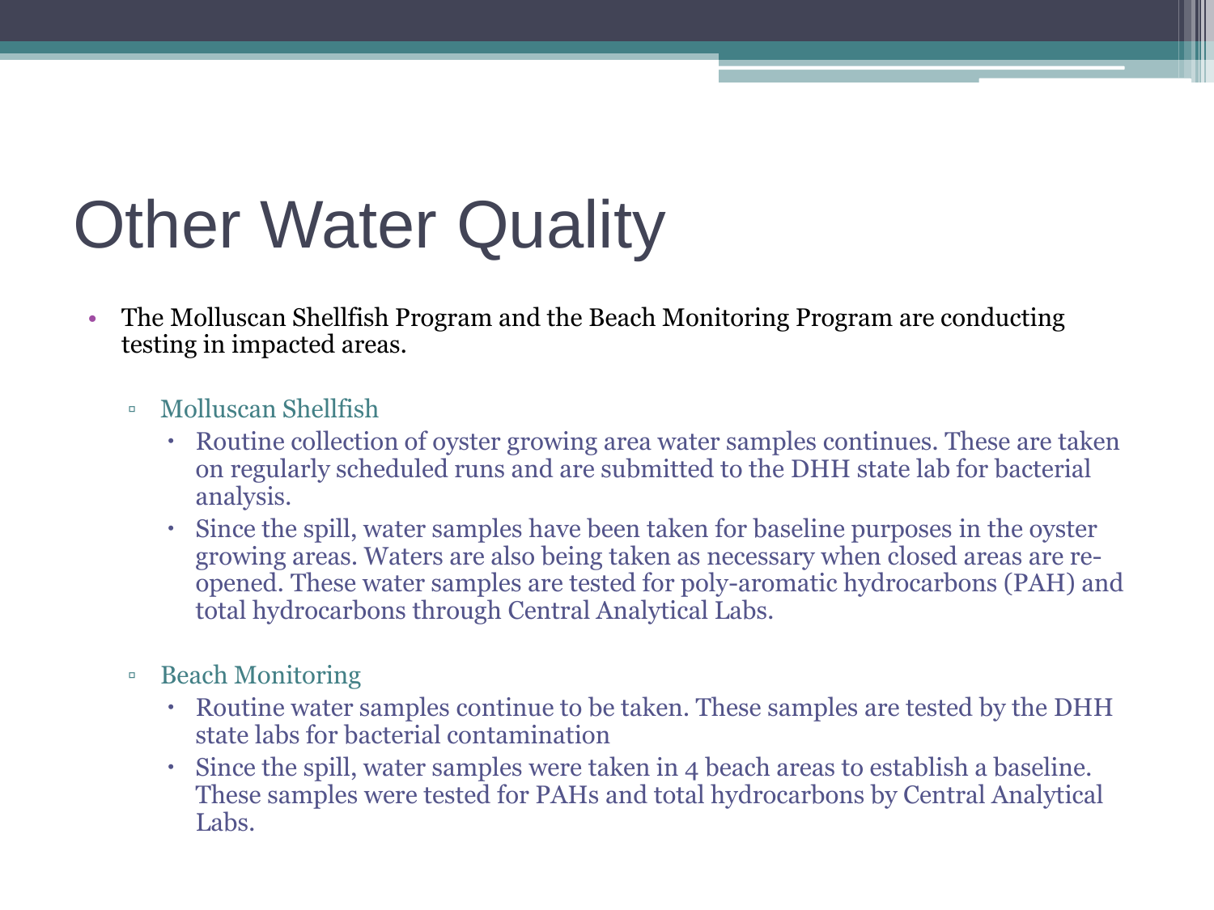# Other Water Quality

- The Molluscan Shellfish Program and the Beach Monitoring Program are conducting testing in impacted areas.
  - Molluscan Shellfish
    - Routine collection of oyster growing area water samples continues. These are taken on regularly scheduled runs and are submitted to the DHH state lab for bacterial analysis.
    - Since the spill, water samples have been taken for baseline purposes in the oyster growing areas. Waters are also being taken as necessary when closed areas are re-opened. These water samples are tested for poly-aromatic hydrocarbons (PAH) and total hydrocarbons through Central Analytical Labs.
  - Beach Monitoring
    - Routine water samples continue to be taken. These samples are tested by the DHH state labs for bacterial contamination
    - Since the spill, water samples were taken in 4 beach areas to establish a baseline. These samples were tested for PAHs and total hydrocarbons by Central Analytical Labs.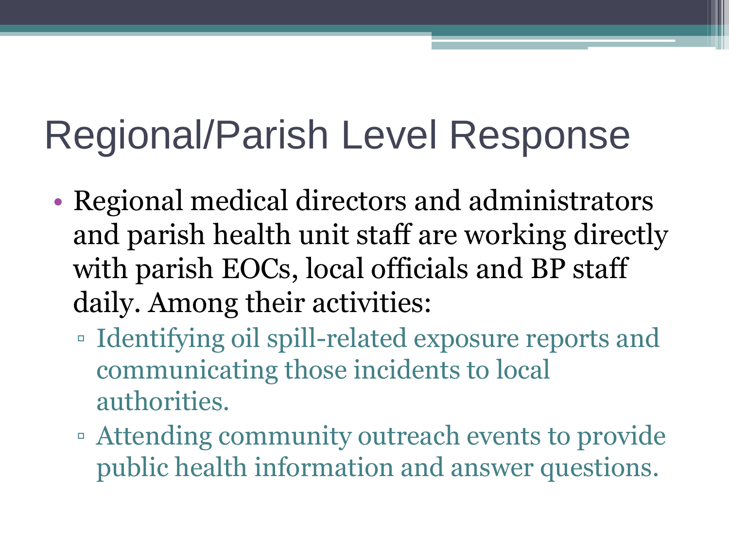# Regional/Parish Level Response

- Regional medical directors and administrators and parish health unit staff are working directly with parish EOCs, local officials and BP staff daily. Among their activities:
  - Identifying oil spill-related exposure reports and communicating those incidents to local authorities.
  - Attending community outreach events to provide public health information and answer questions.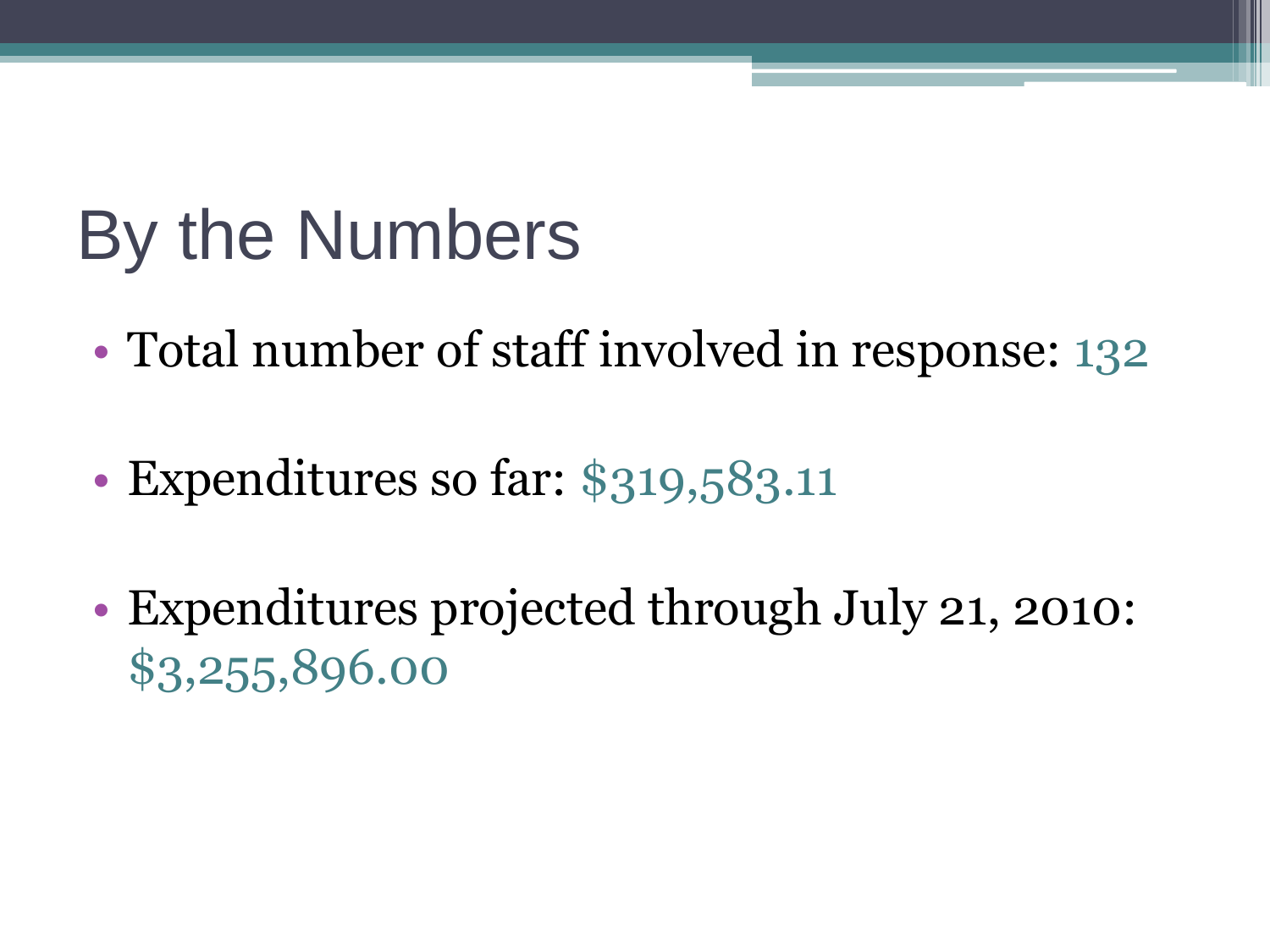# By the Numbers

- Total number of staff involved in response: 132
- Expenditures so far: $319,583.11
- Expenditures projected through July 21, 2010: $3,255,896.00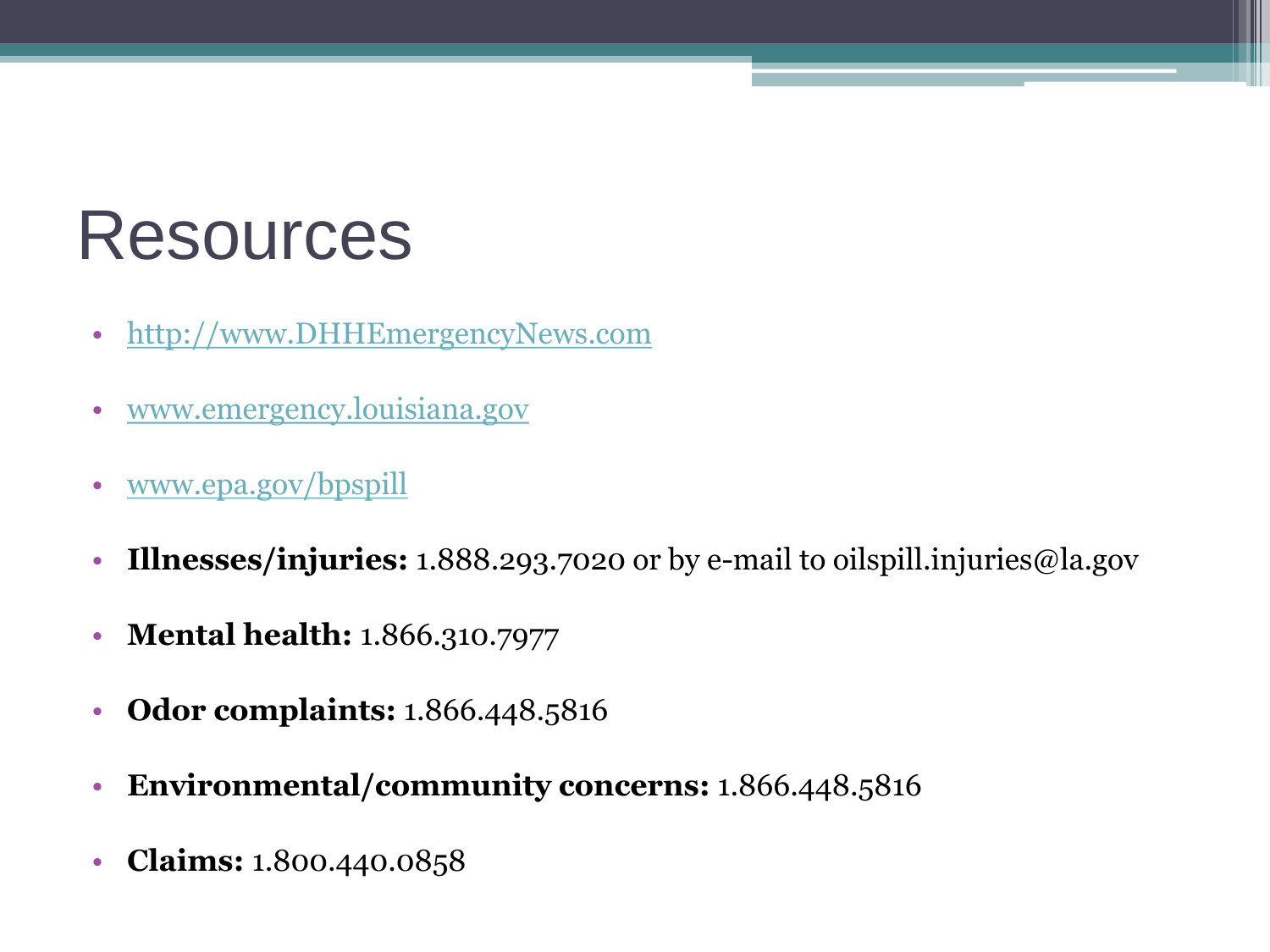# Resources

- http://www.DHHEmergencyNews.com
- www.emergency.louisiana.gov
- www.epa.gov/bpspill
- **Illnesses/injuries:** 1.888.293.7020 or by e-mail to oilspill.injuries@la.gov
- **Mental health:** 1.866.310.7977
- **Odor complaints:** 1.866.448.5816
- **Environmental/community concerns:** 1.866.448.5816
- **Claims:** 1.800.440.0858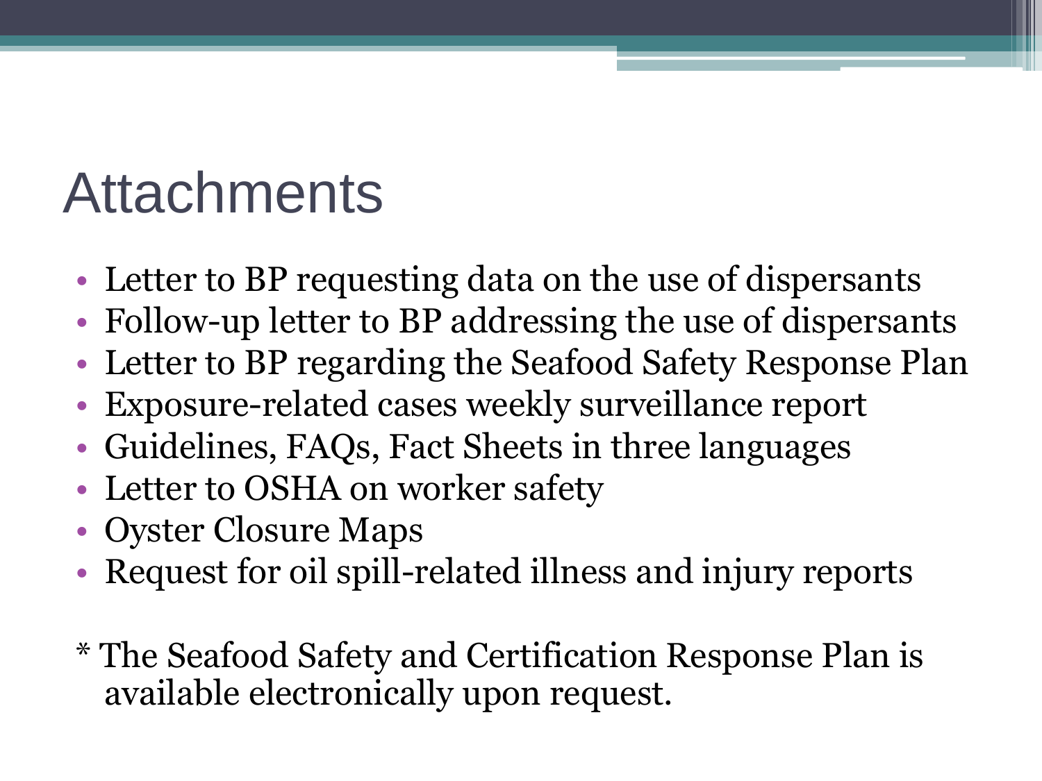# Attachments

- Letter to BP requesting data on the use of dispersants
- Follow-up letter to BP addressing the use of dispersants
- Letter to BP regarding the Seafood Safety Response Plan
- Exposure-related cases weekly surveillance report
- Guidelines, FAQs, Fact Sheets in three languages
- Letter to OSHA on worker safety
- Oyster Closure Maps
- Request for oil spill-related illness and injury reports

* The Seafood Safety and Certification Response Plan is available electronically upon request.